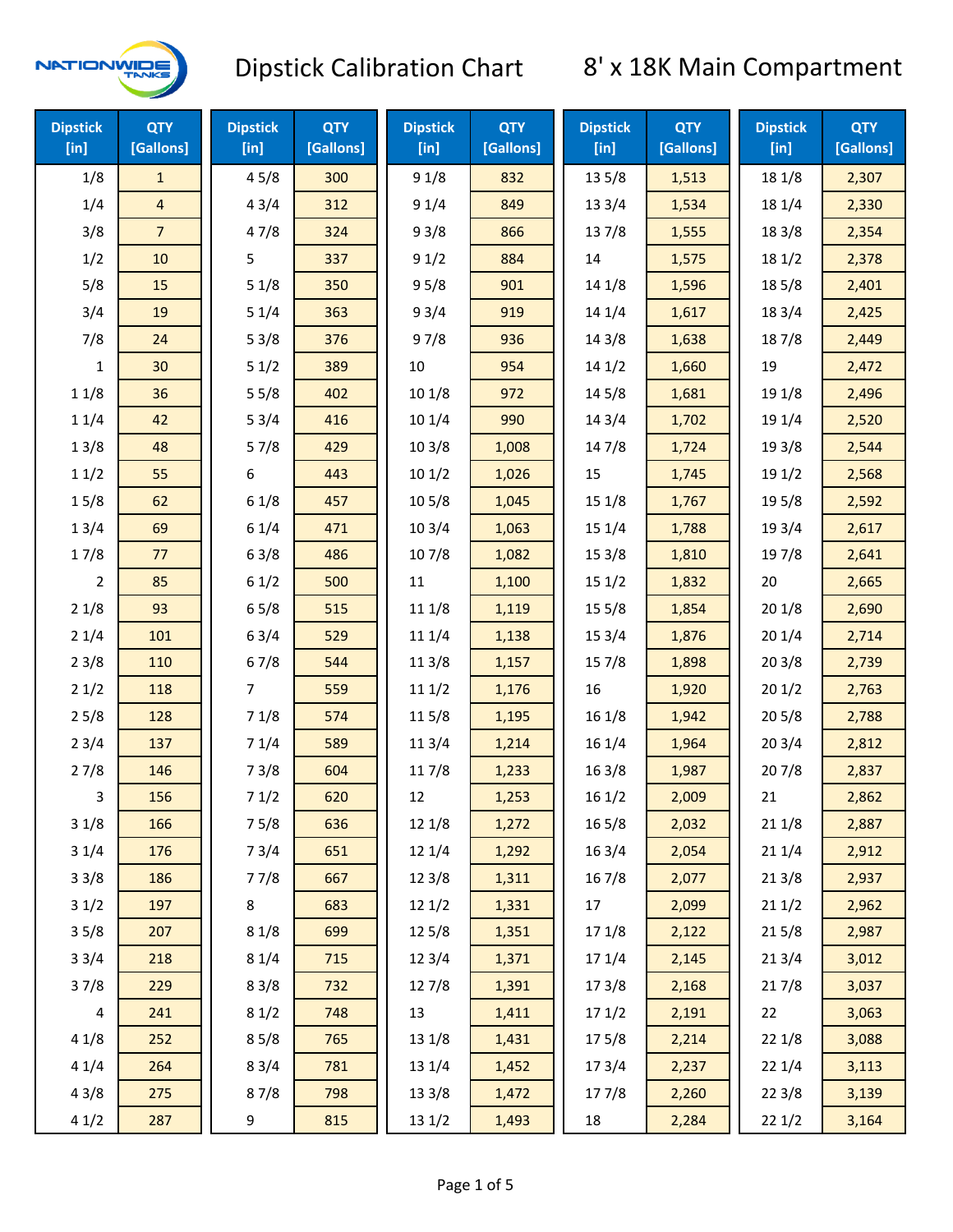# Dipstick Calibration Chart

## 8' x 18K Main Compartment

| Dipstick [in] | QTY [Gallons] | Dipstick [in] | QTY [Gallons] | Dipstick [in] | QTY [Gallons] | Dipstick [in] | QTY [Gallons] | Dipstick [in] | QTY [Gallons] |
|---|---|---|---|---|---|---|---|---|---|
| 1/8 | 1 | 4 5/8 | 300 | 9 1/8 | 832 | 13 5/8 | 1,513 | 18 1/8 | 2,307 |
| 1/4 | 4 | 4 3/4 | 312 | 9 1/4 | 849 | 13 3/4 | 1,534 | 18 1/4 | 2,330 |
| 3/8 | 7 | 4 7/8 | 324 | 9 3/8 | 866 | 13 7/8 | 1,555 | 18 3/8 | 2,354 |
| 1/2 | 10 | 5 | 337 | 9 1/2 | 884 | 14 | 1,575 | 18 1/2 | 2,378 |
| 5/8 | 15 | 5 1/8 | 350 | 9 5/8 | 901 | 14 1/8 | 1,596 | 18 5/8 | 2,401 |
| 3/4 | 19 | 5 1/4 | 363 | 9 3/4 | 919 | 14 1/4 | 1,617 | 18 3/4 | 2,425 |
| 7/8 | 24 | 5 3/8 | 376 | 9 7/8 | 936 | 14 3/8 | 1,638 | 18 7/8 | 2,449 |
| 1 | 30 | 5 1/2 | 389 | 10 | 954 | 14 1/2 | 1,660 | 19 | 2,472 |
| 1 1/8 | 36 | 5 5/8 | 402 | 10 1/8 | 972 | 14 5/8 | 1,681 | 19 1/8 | 2,496 |
| 1 1/4 | 42 | 5 3/4 | 416 | 10 1/4 | 990 | 14 3/4 | 1,702 | 19 1/4 | 2,520 |
| 1 3/8 | 48 | 5 7/8 | 429 | 10 3/8 | 1,008 | 14 7/8 | 1,724 | 19 3/8 | 2,544 |
| 1 1/2 | 55 | 6 | 443 | 10 1/2 | 1,026 | 15 | 1,745 | 19 1/2 | 2,568 |
| 1 5/8 | 62 | 6 1/8 | 457 | 10 5/8 | 1,045 | 15 1/8 | 1,767 | 19 5/8 | 2,592 |
| 1 3/4 | 69 | 6 1/4 | 471 | 10 3/4 | 1,063 | 15 1/4 | 1,788 | 19 3/4 | 2,617 |
| 1 7/8 | 77 | 6 3/8 | 486 | 10 7/8 | 1,082 | 15 3/8 | 1,810 | 19 7/8 | 2,641 |
| 2 | 85 | 6 1/2 | 500 | 11 | 1,100 | 15 1/2 | 1,832 | 20 | 2,665 |
| 2 1/8 | 93 | 6 5/8 | 515 | 11 1/8 | 1,119 | 15 5/8 | 1,854 | 20 1/8 | 2,690 |
| 2 1/4 | 101 | 6 3/4 | 529 | 11 1/4 | 1,138 | 15 3/4 | 1,876 | 20 1/4 | 2,714 |
| 2 3/8 | 110 | 6 7/8 | 544 | 11 3/8 | 1,157 | 15 7/8 | 1,898 | 20 3/8 | 2,739 |
| 2 1/2 | 118 | 7 | 559 | 11 1/2 | 1,176 | 16 | 1,920 | 20 1/2 | 2,763 |
| 2 5/8 | 128 | 7 1/8 | 574 | 11 5/8 | 1,195 | 16 1/8 | 1,942 | 20 5/8 | 2,788 |
| 2 3/4 | 137 | 7 1/4 | 589 | 11 3/4 | 1,214 | 16 1/4 | 1,964 | 20 3/4 | 2,812 |
| 2 7/8 | 146 | 7 3/8 | 604 | 11 7/8 | 1,233 | 16 3/8 | 1,987 | 20 7/8 | 2,837 |
| 3 | 156 | 7 1/2 | 620 | 12 | 1,253 | 16 1/2 | 2,009 | 21 | 2,862 |
| 3 1/8 | 166 | 7 5/8 | 636 | 12 1/8 | 1,272 | 16 5/8 | 2,032 | 21 1/8 | 2,887 |
| 3 1/4 | 176 | 7 3/4 | 651 | 12 1/4 | 1,292 | 16 3/4 | 2,054 | 21 1/4 | 2,912 |
| 3 3/8 | 186 | 7 7/8 | 667 | 12 3/8 | 1,311 | 16 7/8 | 2,077 | 21 3/8 | 2,937 |
| 3 1/2 | 197 | 8 | 683 | 12 1/2 | 1,331 | 17 | 2,099 | 21 1/2 | 2,962 |
| 3 5/8 | 207 | 8 1/8 | 699 | 12 5/8 | 1,351 | 17 1/8 | 2,122 | 21 5/8 | 2,987 |
| 3 3/4 | 218 | 8 1/4 | 715 | 12 3/4 | 1,371 | 17 1/4 | 2,145 | 21 3/4 | 3,012 |
| 3 7/8 | 229 | 8 3/8 | 732 | 12 7/8 | 1,391 | 17 3/8 | 2,168 | 21 7/8 | 3,037 |
| 4 | 241 | 8 1/2 | 748 | 13 | 1,411 | 17 1/2 | 2,191 | 22 | 3,063 |
| 4 1/8 | 252 | 8 5/8 | 765 | 13 1/8 | 1,431 | 17 5/8 | 2,214 | 22 1/8 | 3,088 |
| 4 1/4 | 264 | 8 3/4 | 781 | 13 1/4 | 1,452 | 17 3/4 | 2,237 | 22 1/4 | 3,113 |
| 4 3/8 | 275 | 8 7/8 | 798 | 13 3/8 | 1,472 | 17 7/8 | 2,260 | 22 3/8 | 3,139 |
| 4 1/2 | 287 | 9 | 815 | 13 1/2 | 1,493 | 18 | 2,284 | 22 1/2 | 3,164 |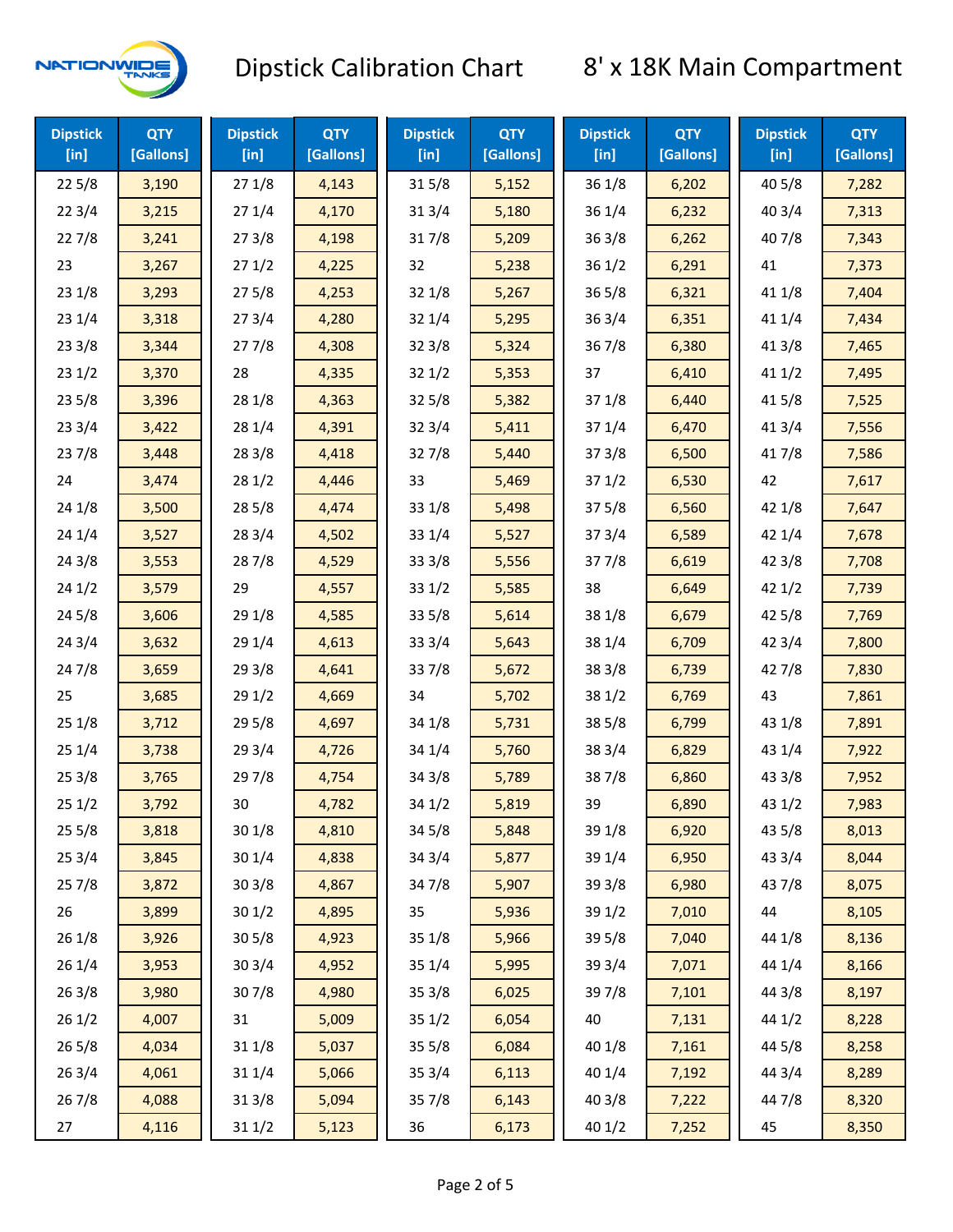# Dipstick Calibration Chart — 8' x 18K Main Compartment

| Dipstick [in] | QTY [Gallons] | Dipstick [in] | QTY [Gallons] | Dipstick [in] | QTY [Gallons] | Dipstick [in] | QTY [Gallons] | Dipstick [in] | QTY [Gallons] |
|---|---|---|---|---|---|---|---|---|---|
| 22 5/8 | 3,190 | 27 1/8 | 4,143 | 31 5/8 | 5,152 | 36 1/8 | 6,202 | 40 5/8 | 7,282 |
| 22 3/4 | 3,215 | 27 1/4 | 4,170 | 31 3/4 | 5,180 | 36 1/4 | 6,232 | 40 3/4 | 7,313 |
| 22 7/8 | 3,241 | 27 3/8 | 4,198 | 31 7/8 | 5,209 | 36 3/8 | 6,262 | 40 7/8 | 7,343 |
| 23 | 3,267 | 27 1/2 | 4,225 | 32 | 5,238 | 36 1/2 | 6,291 | 41 | 7,373 |
| 23 1/8 | 3,293 | 27 5/8 | 4,253 | 32 1/8 | 5,267 | 36 5/8 | 6,321 | 41 1/8 | 7,404 |
| 23 1/4 | 3,318 | 27 3/4 | 4,280 | 32 1/4 | 5,295 | 36 3/4 | 6,351 | 41 1/4 | 7,434 |
| 23 3/8 | 3,344 | 27 7/8 | 4,308 | 32 3/8 | 5,324 | 36 7/8 | 6,380 | 41 3/8 | 7,465 |
| 23 1/2 | 3,370 | 28 | 4,335 | 32 1/2 | 5,353 | 37 | 6,410 | 41 1/2 | 7,495 |
| 23 5/8 | 3,396 | 28 1/8 | 4,363 | 32 5/8 | 5,382 | 37 1/8 | 6,440 | 41 5/8 | 7,525 |
| 23 3/4 | 3,422 | 28 1/4 | 4,391 | 32 3/4 | 5,411 | 37 1/4 | 6,470 | 41 3/4 | 7,556 |
| 23 7/8 | 3,448 | 28 3/8 | 4,418 | 32 7/8 | 5,440 | 37 3/8 | 6,500 | 41 7/8 | 7,586 |
| 24 | 3,474 | 28 1/2 | 4,446 | 33 | 5,469 | 37 1/2 | 6,530 | 42 | 7,617 |
| 24 1/8 | 3,500 | 28 5/8 | 4,474 | 33 1/8 | 5,498 | 37 5/8 | 6,560 | 42 1/8 | 7,647 |
| 24 1/4 | 3,527 | 28 3/4 | 4,502 | 33 1/4 | 5,527 | 37 3/4 | 6,589 | 42 1/4 | 7,678 |
| 24 3/8 | 3,553 | 28 7/8 | 4,529 | 33 3/8 | 5,556 | 37 7/8 | 6,619 | 42 3/8 | 7,708 |
| 24 1/2 | 3,579 | 29 | 4,557 | 33 1/2 | 5,585 | 38 | 6,649 | 42 1/2 | 7,739 |
| 24 5/8 | 3,606 | 29 1/8 | 4,585 | 33 5/8 | 5,614 | 38 1/8 | 6,679 | 42 5/8 | 7,769 |
| 24 3/4 | 3,632 | 29 1/4 | 4,613 | 33 3/4 | 5,643 | 38 1/4 | 6,709 | 42 3/4 | 7,800 |
| 24 7/8 | 3,659 | 29 3/8 | 4,641 | 33 7/8 | 5,672 | 38 3/8 | 6,739 | 42 7/8 | 7,830 |
| 25 | 3,685 | 29 1/2 | 4,669 | 34 | 5,702 | 38 1/2 | 6,769 | 43 | 7,861 |
| 25 1/8 | 3,712 | 29 5/8 | 4,697 | 34 1/8 | 5,731 | 38 5/8 | 6,799 | 43 1/8 | 7,891 |
| 25 1/4 | 3,738 | 29 3/4 | 4,726 | 34 1/4 | 5,760 | 38 3/4 | 6,829 | 43 1/4 | 7,922 |
| 25 3/8 | 3,765 | 29 7/8 | 4,754 | 34 3/8 | 5,789 | 38 7/8 | 6,860 | 43 3/8 | 7,952 |
| 25 1/2 | 3,792 | 30 | 4,782 | 34 1/2 | 5,819 | 39 | 6,890 | 43 1/2 | 7,983 |
| 25 5/8 | 3,818 | 30 1/8 | 4,810 | 34 5/8 | 5,848 | 39 1/8 | 6,920 | 43 5/8 | 8,013 |
| 25 3/4 | 3,845 | 30 1/4 | 4,838 | 34 3/4 | 5,877 | 39 1/4 | 6,950 | 43 3/4 | 8,044 |
| 25 7/8 | 3,872 | 30 3/8 | 4,867 | 34 7/8 | 5,907 | 39 3/8 | 6,980 | 43 7/8 | 8,075 |
| 26 | 3,899 | 30 1/2 | 4,895 | 35 | 5,936 | 39 1/2 | 7,010 | 44 | 8,105 |
| 26 1/8 | 3,926 | 30 5/8 | 4,923 | 35 1/8 | 5,966 | 39 5/8 | 7,040 | 44 1/8 | 8,136 |
| 26 1/4 | 3,953 | 30 3/4 | 4,952 | 35 1/4 | 5,995 | 39 3/4 | 7,071 | 44 1/4 | 8,166 |
| 26 3/8 | 3,980 | 30 7/8 | 4,980 | 35 3/8 | 6,025 | 39 7/8 | 7,101 | 44 3/8 | 8,197 |
| 26 1/2 | 4,007 | 31 | 5,009 | 35 1/2 | 6,054 | 40 | 7,131 | 44 1/2 | 8,228 |
| 26 5/8 | 4,034 | 31 1/8 | 5,037 | 35 5/8 | 6,084 | 40 1/8 | 7,161 | 44 5/8 | 8,258 |
| 26 3/4 | 4,061 | 31 1/4 | 5,066 | 35 3/4 | 6,113 | 40 1/4 | 7,192 | 44 3/4 | 8,289 |
| 26 7/8 | 4,088 | 31 3/8 | 5,094 | 35 7/8 | 6,143 | 40 3/8 | 7,222 | 44 7/8 | 8,320 |
| 27 | 4,116 | 31 1/2 | 5,123 | 36 | 6,173 | 40 1/2 | 7,252 | 45 | 8,350 |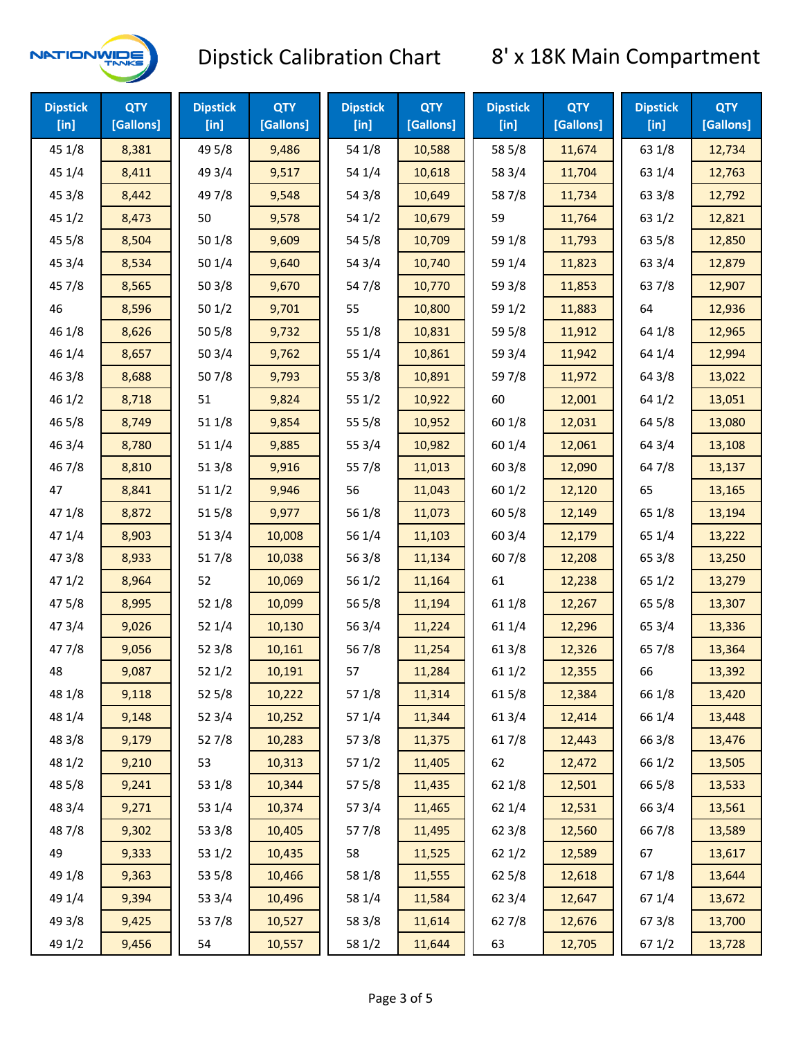# Dipstick Calibration Chart

## 8' x 18K Main Compartment

| Dipstick [in] | QTY [Gallons] | Dipstick [in] | QTY [Gallons] | Dipstick [in] | QTY [Gallons] | Dipstick [in] | QTY [Gallons] | Dipstick [in] | QTY [Gallons] |
|---|---|---|---|---|---|---|---|---|---|
| 45 1/8 | 8,381 | 49 5/8 | 9,486 | 54 1/8 | 10,588 | 58 5/8 | 11,674 | 63 1/8 | 12,734 |
| 45 1/4 | 8,411 | 49 3/4 | 9,517 | 54 1/4 | 10,618 | 58 3/4 | 11,704 | 63 1/4 | 12,763 |
| 45 3/8 | 8,442 | 49 7/8 | 9,548 | 54 3/8 | 10,649 | 58 7/8 | 11,734 | 63 3/8 | 12,792 |
| 45 1/2 | 8,473 | 50 | 9,578 | 54 1/2 | 10,679 | 59 | 11,764 | 63 1/2 | 12,821 |
| 45 5/8 | 8,504 | 50 1/8 | 9,609 | 54 5/8 | 10,709 | 59 1/8 | 11,793 | 63 5/8 | 12,850 |
| 45 3/4 | 8,534 | 50 1/4 | 9,640 | 54 3/4 | 10,740 | 59 1/4 | 11,823 | 63 3/4 | 12,879 |
| 45 7/8 | 8,565 | 50 3/8 | 9,670 | 54 7/8 | 10,770 | 59 3/8 | 11,853 | 63 7/8 | 12,907 |
| 46 | 8,596 | 50 1/2 | 9,701 | 55 | 10,800 | 59 1/2 | 11,883 | 64 | 12,936 |
| 46 1/8 | 8,626 | 50 5/8 | 9,732 | 55 1/8 | 10,831 | 59 5/8 | 11,912 | 64 1/8 | 12,965 |
| 46 1/4 | 8,657 | 50 3/4 | 9,762 | 55 1/4 | 10,861 | 59 3/4 | 11,942 | 64 1/4 | 12,994 |
| 46 3/8 | 8,688 | 50 7/8 | 9,793 | 55 3/8 | 10,891 | 59 7/8 | 11,972 | 64 3/8 | 13,022 |
| 46 1/2 | 8,718 | 51 | 9,824 | 55 1/2 | 10,922 | 60 | 12,001 | 64 1/2 | 13,051 |
| 46 5/8 | 8,749 | 51 1/8 | 9,854 | 55 5/8 | 10,952 | 60 1/8 | 12,031 | 64 5/8 | 13,080 |
| 46 3/4 | 8,780 | 51 1/4 | 9,885 | 55 3/4 | 10,982 | 60 1/4 | 12,061 | 64 3/4 | 13,108 |
| 46 7/8 | 8,810 | 51 3/8 | 9,916 | 55 7/8 | 11,013 | 60 3/8 | 12,090 | 64 7/8 | 13,137 |
| 47 | 8,841 | 51 1/2 | 9,946 | 56 | 11,043 | 60 1/2 | 12,120 | 65 | 13,165 |
| 47 1/8 | 8,872 | 51 5/8 | 9,977 | 56 1/8 | 11,073 | 60 5/8 | 12,149 | 65 1/8 | 13,194 |
| 47 1/4 | 8,903 | 51 3/4 | 10,008 | 56 1/4 | 11,103 | 60 3/4 | 12,179 | 65 1/4 | 13,222 |
| 47 3/8 | 8,933 | 51 7/8 | 10,038 | 56 3/8 | 11,134 | 60 7/8 | 12,208 | 65 3/8 | 13,250 |
| 47 1/2 | 8,964 | 52 | 10,069 | 56 1/2 | 11,164 | 61 | 12,238 | 65 1/2 | 13,279 |
| 47 5/8 | 8,995 | 52 1/8 | 10,099 | 56 5/8 | 11,194 | 61 1/8 | 12,267 | 65 5/8 | 13,307 |
| 47 3/4 | 9,026 | 52 1/4 | 10,130 | 56 3/4 | 11,224 | 61 1/4 | 12,296 | 65 3/4 | 13,336 |
| 47 7/8 | 9,056 | 52 3/8 | 10,161 | 56 7/8 | 11,254 | 61 3/8 | 12,326 | 65 7/8 | 13,364 |
| 48 | 9,087 | 52 1/2 | 10,191 | 57 | 11,284 | 61 1/2 | 12,355 | 66 | 13,392 |
| 48 1/8 | 9,118 | 52 5/8 | 10,222 | 57 1/8 | 11,314 | 61 5/8 | 12,384 | 66 1/8 | 13,420 |
| 48 1/4 | 9,148 | 52 3/4 | 10,252 | 57 1/4 | 11,344 | 61 3/4 | 12,414 | 66 1/4 | 13,448 |
| 48 3/8 | 9,179 | 52 7/8 | 10,283 | 57 3/8 | 11,375 | 61 7/8 | 12,443 | 66 3/8 | 13,476 |
| 48 1/2 | 9,210 | 53 | 10,313 | 57 1/2 | 11,405 | 62 | 12,472 | 66 1/2 | 13,505 |
| 48 5/8 | 9,241 | 53 1/8 | 10,344 | 57 5/8 | 11,435 | 62 1/8 | 12,501 | 66 5/8 | 13,533 |
| 48 3/4 | 9,271 | 53 1/4 | 10,374 | 57 3/4 | 11,465 | 62 1/4 | 12,531 | 66 3/4 | 13,561 |
| 48 7/8 | 9,302 | 53 3/8 | 10,405 | 57 7/8 | 11,495 | 62 3/8 | 12,560 | 66 7/8 | 13,589 |
| 49 | 9,333 | 53 1/2 | 10,435 | 58 | 11,525 | 62 1/2 | 12,589 | 67 | 13,617 |
| 49 1/8 | 9,363 | 53 5/8 | 10,466 | 58 1/8 | 11,555 | 62 5/8 | 12,618 | 67 1/8 | 13,644 |
| 49 1/4 | 9,394 | 53 3/4 | 10,496 | 58 1/4 | 11,584 | 62 3/4 | 12,647 | 67 1/4 | 13,672 |
| 49 3/8 | 9,425 | 53 7/8 | 10,527 | 58 3/8 | 11,614 | 62 7/8 | 12,676 | 67 3/8 | 13,700 |
| 49 1/2 | 9,456 | 54 | 10,557 | 58 1/2 | 11,644 | 63 | 12,705 | 67 1/2 | 13,728 |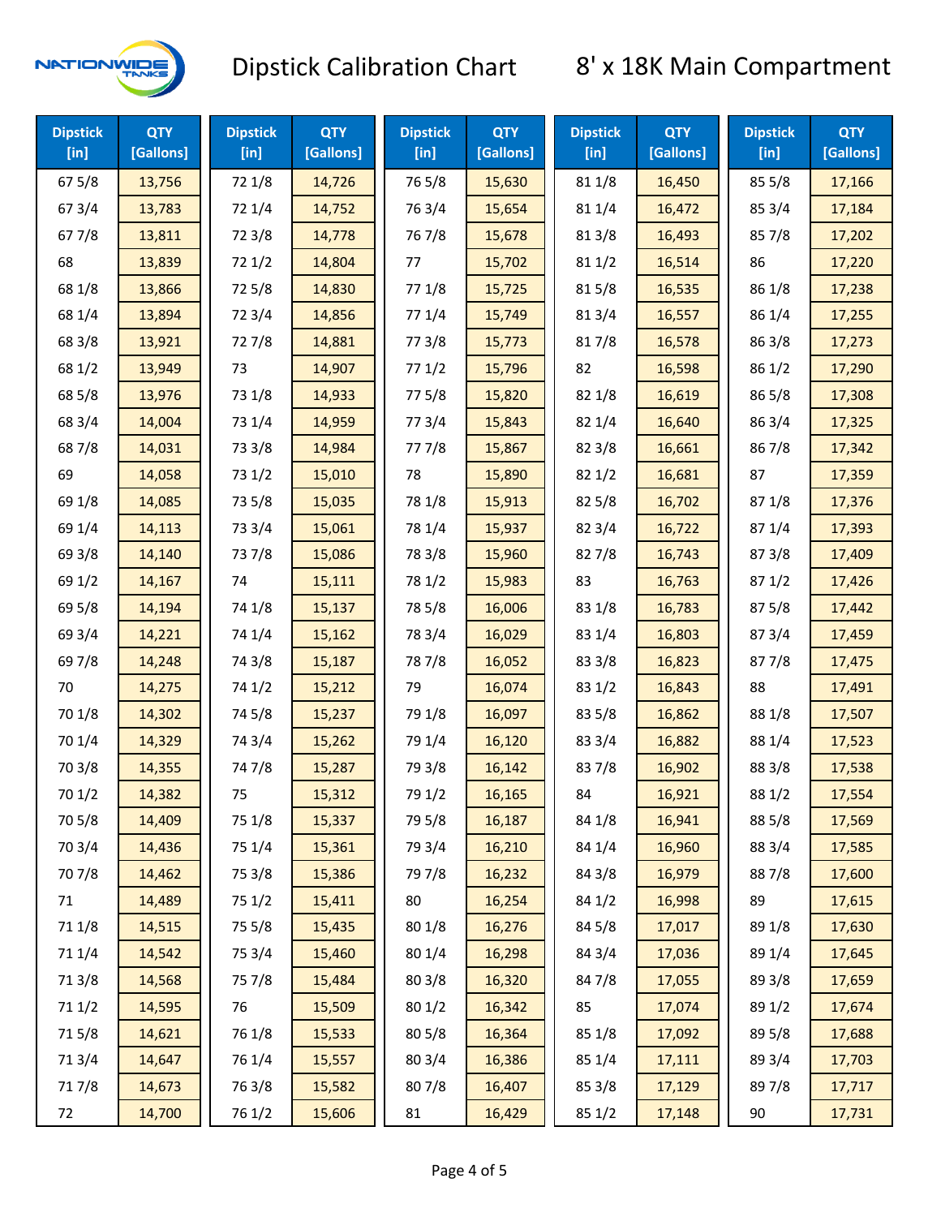# Dipstick Calibration Chart — 8' x 18K Main Compartment

| Dipstick [in] | QTY [Gallons] | Dipstick [in] | QTY [Gallons] | Dipstick [in] | QTY [Gallons] | Dipstick [in] | QTY [Gallons] | Dipstick [in] | QTY [Gallons] |
|---|---|---|---|---|---|---|---|---|---|
| 67 5/8 | 13,756 | 72 1/8 | 14,726 | 76 5/8 | 15,630 | 81 1/8 | 16,450 | 85 5/8 | 17,166 |
| 67 3/4 | 13,783 | 72 1/4 | 14,752 | 76 3/4 | 15,654 | 81 1/4 | 16,472 | 85 3/4 | 17,184 |
| 67 7/8 | 13,811 | 72 3/8 | 14,778 | 76 7/8 | 15,678 | 81 3/8 | 16,493 | 85 7/8 | 17,202 |
| 68 | 13,839 | 72 1/2 | 14,804 | 77 | 15,702 | 81 1/2 | 16,514 | 86 | 17,220 |
| 68 1/8 | 13,866 | 72 5/8 | 14,830 | 77 1/8 | 15,725 | 81 5/8 | 16,535 | 86 1/8 | 17,238 |
| 68 1/4 | 13,894 | 72 3/4 | 14,856 | 77 1/4 | 15,749 | 81 3/4 | 16,557 | 86 1/4 | 17,255 |
| 68 3/8 | 13,921 | 72 7/8 | 14,881 | 77 3/8 | 15,773 | 81 7/8 | 16,578 | 86 3/8 | 17,273 |
| 68 1/2 | 13,949 | 73 | 14,907 | 77 1/2 | 15,796 | 82 | 16,598 | 86 1/2 | 17,290 |
| 68 5/8 | 13,976 | 73 1/8 | 14,933 | 77 5/8 | 15,820 | 82 1/8 | 16,619 | 86 5/8 | 17,308 |
| 68 3/4 | 14,004 | 73 1/4 | 14,959 | 77 3/4 | 15,843 | 82 1/4 | 16,640 | 86 3/4 | 17,325 |
| 68 7/8 | 14,031 | 73 3/8 | 14,984 | 77 7/8 | 15,867 | 82 3/8 | 16,661 | 86 7/8 | 17,342 |
| 69 | 14,058 | 73 1/2 | 15,010 | 78 | 15,890 | 82 1/2 | 16,681 | 87 | 17,359 |
| 69 1/8 | 14,085 | 73 5/8 | 15,035 | 78 1/8 | 15,913 | 82 5/8 | 16,702 | 87 1/8 | 17,376 |
| 69 1/4 | 14,113 | 73 3/4 | 15,061 | 78 1/4 | 15,937 | 82 3/4 | 16,722 | 87 1/4 | 17,393 |
| 69 3/8 | 14,140 | 73 7/8 | 15,086 | 78 3/8 | 15,960 | 82 7/8 | 16,743 | 87 3/8 | 17,409 |
| 69 1/2 | 14,167 | 74 | 15,111 | 78 1/2 | 15,983 | 83 | 16,763 | 87 1/2 | 17,426 |
| 69 5/8 | 14,194 | 74 1/8 | 15,137 | 78 5/8 | 16,006 | 83 1/8 | 16,783 | 87 5/8 | 17,442 |
| 69 3/4 | 14,221 | 74 1/4 | 15,162 | 78 3/4 | 16,029 | 83 1/4 | 16,803 | 87 3/4 | 17,459 |
| 69 7/8 | 14,248 | 74 3/8 | 15,187 | 78 7/8 | 16,052 | 83 3/8 | 16,823 | 87 7/8 | 17,475 |
| 70 | 14,275 | 74 1/2 | 15,212 | 79 | 16,074 | 83 1/2 | 16,843 | 88 | 17,491 |
| 70 1/8 | 14,302 | 74 5/8 | 15,237 | 79 1/8 | 16,097 | 83 5/8 | 16,862 | 88 1/8 | 17,507 |
| 70 1/4 | 14,329 | 74 3/4 | 15,262 | 79 1/4 | 16,120 | 83 3/4 | 16,882 | 88 1/4 | 17,523 |
| 70 3/8 | 14,355 | 74 7/8 | 15,287 | 79 3/8 | 16,142 | 83 7/8 | 16,902 | 88 3/8 | 17,538 |
| 70 1/2 | 14,382 | 75 | 15,312 | 79 1/2 | 16,165 | 84 | 16,921 | 88 1/2 | 17,554 |
| 70 5/8 | 14,409 | 75 1/8 | 15,337 | 79 5/8 | 16,187 | 84 1/8 | 16,941 | 88 5/8 | 17,569 |
| 70 3/4 | 14,436 | 75 1/4 | 15,361 | 79 3/4 | 16,210 | 84 1/4 | 16,960 | 88 3/4 | 17,585 |
| 70 7/8 | 14,462 | 75 3/8 | 15,386 | 79 7/8 | 16,232 | 84 3/8 | 16,979 | 88 7/8 | 17,600 |
| 71 | 14,489 | 75 1/2 | 15,411 | 80 | 16,254 | 84 1/2 | 16,998 | 89 | 17,615 |
| 71 1/8 | 14,515 | 75 5/8 | 15,435 | 80 1/8 | 16,276 | 84 5/8 | 17,017 | 89 1/8 | 17,630 |
| 71 1/4 | 14,542 | 75 3/4 | 15,460 | 80 1/4 | 16,298 | 84 3/4 | 17,036 | 89 1/4 | 17,645 |
| 71 3/8 | 14,568 | 75 7/8 | 15,484 | 80 3/8 | 16,320 | 84 7/8 | 17,055 | 89 3/8 | 17,659 |
| 71 1/2 | 14,595 | 76 | 15,509 | 80 1/2 | 16,342 | 85 | 17,074 | 89 1/2 | 17,674 |
| 71 5/8 | 14,621 | 76 1/8 | 15,533 | 80 5/8 | 16,364 | 85 1/8 | 17,092 | 89 5/8 | 17,688 |
| 71 3/4 | 14,647 | 76 1/4 | 15,557 | 80 3/4 | 16,386 | 85 1/4 | 17,111 | 89 3/4 | 17,703 |
| 71 7/8 | 14,673 | 76 3/8 | 15,582 | 80 7/8 | 16,407 | 85 3/8 | 17,129 | 89 7/8 | 17,717 |
| 72 | 14,700 | 76 1/2 | 15,606 | 81 | 16,429 | 85 1/2 | 17,148 | 90 | 17,731 |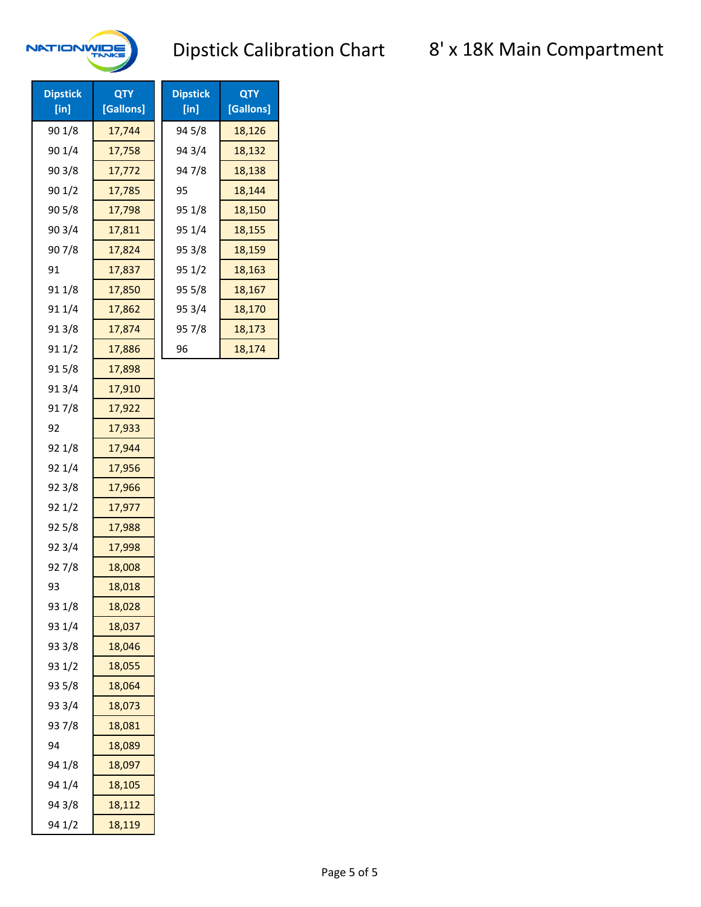# Dipstick Calibration Chart — 8' x 18K Main Compartment

| Dipstick [in] | QTY [Gallons] |
|---|---|
| 90 1/8 | 17,744 |
| 90 1/4 | 17,758 |
| 90 3/8 | 17,772 |
| 90 1/2 | 17,785 |
| 90 5/8 | 17,798 |
| 90 3/4 | 17,811 |
| 90 7/8 | 17,824 |
| 91 | 17,837 |
| 91 1/8 | 17,850 |
| 91 1/4 | 17,862 |
| 91 3/8 | 17,874 |
| 91 1/2 | 17,886 |
| 91 5/8 | 17,898 |
| 91 3/4 | 17,910 |
| 91 7/8 | 17,922 |
| 92 | 17,933 |
| 92 1/8 | 17,944 |
| 92 1/4 | 17,956 |
| 92 3/8 | 17,966 |
| 92 1/2 | 17,977 |
| 92 5/8 | 17,988 |
| 92 3/4 | 17,998 |
| 92 7/8 | 18,008 |
| 93 | 18,018 |
| 93 1/8 | 18,028 |
| 93 1/4 | 18,037 |
| 93 3/8 | 18,046 |
| 93 1/2 | 18,055 |
| 93 5/8 | 18,064 |
| 93 3/4 | 18,073 |
| 93 7/8 | 18,081 |
| 94 | 18,089 |
| 94 1/8 | 18,097 |
| 94 1/4 | 18,105 |
| 94 3/8 | 18,112 |
| 94 1/2 | 18,119 |
| 94 5/8 | 18,126 |
| 94 3/4 | 18,132 |
| 94 7/8 | 18,138 |
| 95 | 18,144 |
| 95 1/8 | 18,150 |
| 95 1/4 | 18,155 |
| 95 3/8 | 18,159 |
| 95 1/2 | 18,163 |
| 95 5/8 | 18,167 |
| 95 3/4 | 18,170 |
| 95 7/8 | 18,173 |
| 96 | 18,174 |